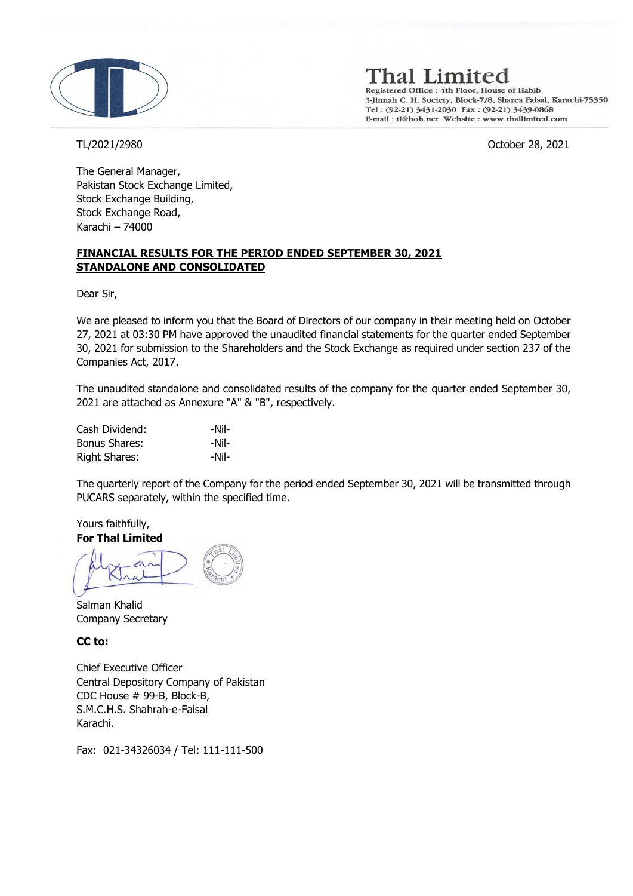# Thal Limited

Registered Office : 4th Floor, House of Habib
3-Jinnah C. H. Society, Block-7/8, Sharea Faisal, Karachi-75350
Tel : (92-21) 3431-2030 Fax : (92-21) 3439-0868
E-mail : tl@hoh.net Website : www.thallimited.com

TL/2021/2980

October 28, 2021

The General Manager,
Pakistan Stock Exchange Limited,
Stock Exchange Building,
Stock Exchange Road,
Karachi – 74000

**FINANCIAL RESULTS FOR THE PERIOD ENDED SEPTEMBER 30, 2021**
**STANDALONE AND CONSOLIDATED**

Dear Sir,

We are pleased to inform you that the Board of Directors of our company in their meeting held on October 27, 2021 at 03:30 PM have approved the unaudited financial statements for the quarter ended September 30, 2021 for submission to the Shareholders and the Stock Exchange as required under section 237 of the Companies Act, 2017.

The unaudited standalone and consolidated results of the company for the quarter ended September 30, 2021 are attached as Annexure "A" & "B", respectively.

| | |
|---|---|
| Cash Dividend: | -Nil- |
| Bonus Shares: | -Nil- |
| Right Shares: | -Nil- |

The quarterly report of the Company for the period ended September 30, 2021 will be transmitted through PUCARS separately, within the specified time.

Yours faithfully,
**For Thal Limited**

Salman Khalid
Company Secretary

**CC to:**

Chief Executive Officer
Central Depository Company of Pakistan
CDC House # 99-B, Block-B,
S.M.C.H.S. Shahrah-e-Faisal
Karachi.

Fax: 021-34326034 / Tel: 111-111-500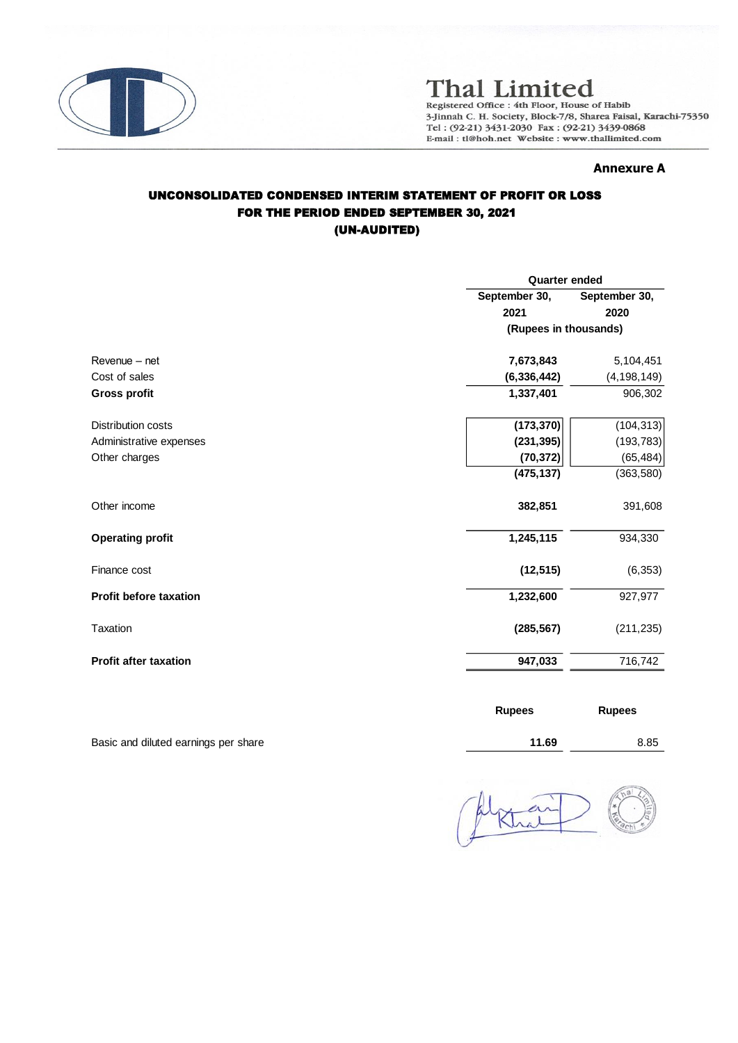# Thal Limited

Registered Office : 4th Floor, House of Habib
3-Jinnah C. H. Society, Block-7/8, Sharea Faisal, Karachi-75350
Tel : (92-21) 3431-2030 Fax : (92-21) 3439-0868
E-mail : tl@hoh.net Website : www.thallimited.com

**Annexure A**

## UNCONSOLIDATED CONDENSED INTERIM STATEMENT OF PROFIT OR LOSS
## FOR THE PERIOD ENDED SEPTEMBER 30, 2021
## (UN-AUDITED)

| | Quarter ended | |
|---|---|---|
| | September 30, 2021 | September 30, 2020 |
| | (Rupees in thousands) | |
| Revenue – net | **7,673,843** | 5,104,451 |
| Cost of sales | **(6,336,442)** | (4,198,149) |
| **Gross profit** | **1,337,401** | 906,302 |
| Distribution costs | **(173,370)** | (104,313) |
| Administrative expenses | **(231,395)** | (193,783) |
| Other charges | **(70,372)** | (65,484) |
| | **(475,137)** | (363,580) |
| Other income | **382,851** | 391,608 |
| **Operating profit** | **1,245,115** | 934,330 |
| Finance cost | **(12,515)** | (6,353) |
| **Profit before taxation** | **1,232,600** | 927,977 |
| Taxation | **(285,567)** | (211,235) |
| **Profit after taxation** | **947,033** | 716,742 |
| | **Rupees** | **Rupees** |
| Basic and diluted earnings per share | **11.69** | 8.85 |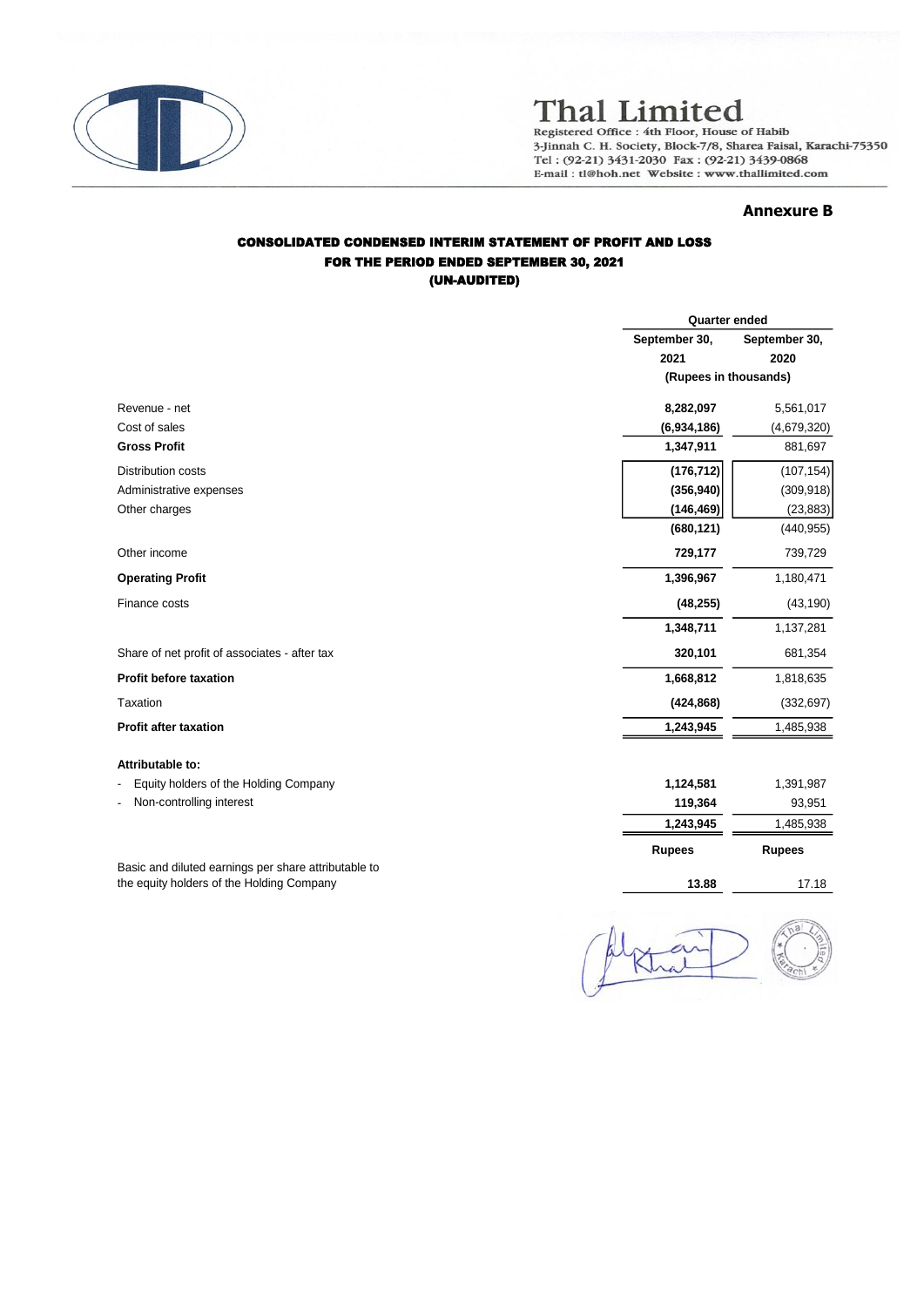**Thal Limited**

Registered Office : 4th Floor, House of Habib
3-Jinnah C. H. Society, Block-7/8, Sharea Faisal, Karachi-75350
Tel : (92-21) 3431-2030 Fax : (92-21) 3439-0868
E-mail : tl@hoh.net Website : www.thallimited.com

**Annexure B**

## CONSOLIDATED CONDENSED INTERIM STATEMENT OF PROFIT AND LOSS
## FOR THE PERIOD ENDED SEPTEMBER 30, 2021
## (UN-AUDITED)

| | Quarter ended | |
|---|---|---|
| | September 30, 2021 | September 30, 2020 |
| | (Rupees in thousands) | |
| Revenue - net | **8,282,097** | 5,561,017 |
| Cost of sales | **(6,934,186)** | (4,679,320) |
| **Gross Profit** | **1,347,911** | 881,697 |
| Distribution costs | **(176,712)** | (107,154) |
| Administrative expenses | **(356,940)** | (309,918) |
| Other charges | **(146,469)** | (23,883) |
| | **(680,121)** | (440,955) |
| Other income | **729,177** | 739,729 |
| **Operating Profit** | **1,396,967** | 1,180,471 |
| Finance costs | **(48,255)** | (43,190) |
| | **1,348,711** | 1,137,281 |
| Share of net profit of associates - after tax | **320,101** | 681,354 |
| **Profit before taxation** | **1,668,812** | 1,818,635 |
| Taxation | **(424,868)** | (332,697) |
| **Profit after taxation** | **1,243,945** | 1,485,938 |
| **Attributable to:** | | |
| - Equity holders of the Holding Company | **1,124,581** | 1,391,987 |
| - Non-controlling interest | **119,364** | 93,951 |
| | **1,243,945** | 1,485,938 |
| | **Rupees** | **Rupees** |
| Basic and diluted earnings per share attributable to the equity holders of the Holding Company | **13.88** | 17.18 |